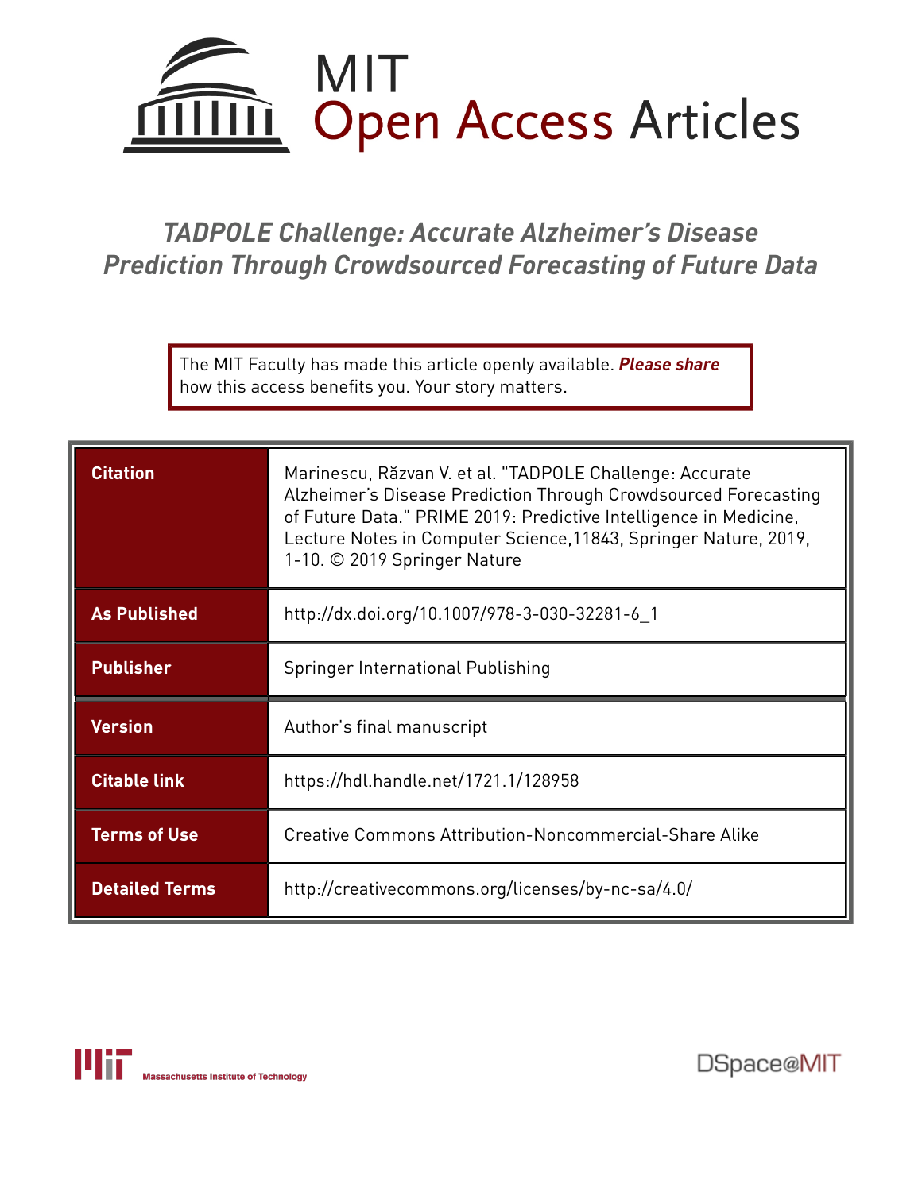MIT Open Access Articles

# TADPOLE Challenge: Accurate Alzheimer's Disease Prediction Through Crowdsourced Forecasting of Future Data

The MIT Faculty has made this article openly available. ***Please share*** how this access benefits you. Your story matters.

| | |
|---|---|
| **Citation** | Marinescu, Răzvan V. et al. "TADPOLE Challenge: Accurate Alzheimer's Disease Prediction Through Crowdsourced Forecasting of Future Data." PRIME 2019: Predictive Intelligence in Medicine, Lecture Notes in Computer Science,11843, Springer Nature, 2019, 1-10. © 2019 Springer Nature |
| **As Published** | http://dx.doi.org/10.1007/978-3-030-32281-6_1 |
| **Publisher** | Springer International Publishing |
| **Version** | Author's final manuscript |
| **Citable link** | https://hdl.handle.net/1721.1/128958 |
| **Terms of Use** | Creative Commons Attribution-Noncommercial-Share Alike |
| **Detailed Terms** | http://creativecommons.org/licenses/by-nc-sa/4.0/ |

Massachusetts Institute of Technology

DSpace@MIT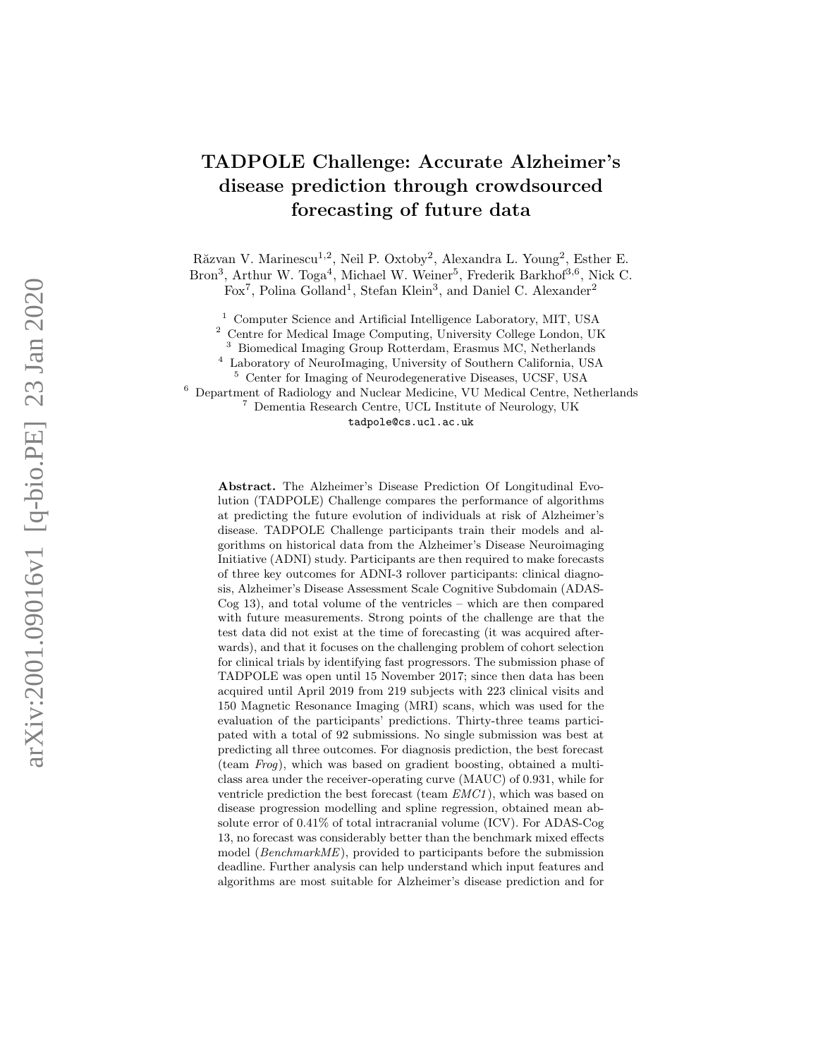# TADPOLE Challenge: Accurate Alzheimer's disease prediction through crowdsourced forecasting of future data

Răzvan V. Marinescu[1,2], Neil P. Oxtoby[2], Alexandra L. Young[2], Esther E. Bron[3], Arthur W. Toga[4], Michael W. Weiner[5], Frederik Barkhof[3,6], Nick C. Fox[7], Polina Golland[1], Stefan Klein[3], and Daniel C. Alexander[2]

[1] Computer Science and Artificial Intelligence Laboratory, MIT, USA
[2] Centre for Medical Image Computing, University College London, UK
[3] Biomedical Imaging Group Rotterdam, Erasmus MC, Netherlands
[4] Laboratory of NeuroImaging, University of Southern California, USA
[5] Center for Imaging of Neurodegenerative Diseases, UCSF, USA
[6] Department of Radiology and Nuclear Medicine, VU Medical Centre, Netherlands
[7] Dementia Research Centre, UCL Institute of Neurology, UK

tadpole@cs.ucl.ac.uk

**Abstract.** The Alzheimer's Disease Prediction Of Longitudinal Evolution (TADPOLE) Challenge compares the performance of algorithms at predicting the future evolution of individuals at risk of Alzheimer's disease. TADPOLE Challenge participants train their models and algorithms on historical data from the Alzheimer's Disease Neuroimaging Initiative (ADNI) study. Participants are then required to make forecasts of three key outcomes for ADNI-3 rollover participants: clinical diagnosis, Alzheimer's Disease Assessment Scale Cognitive Subdomain (ADAS-Cog 13), and total volume of the ventricles – which are then compared with future measurements. Strong points of the challenge are that the test data did not exist at the time of forecasting (it was acquired afterwards), and that it focuses on the challenging problem of cohort selection for clinical trials by identifying fast progressors. The submission phase of TADPOLE was open until 15 November 2017; since then data has been acquired until April 2019 from 219 subjects with 223 clinical visits and 150 Magnetic Resonance Imaging (MRI) scans, which was used for the evaluation of the participants' predictions. Thirty-three teams participated with a total of 92 submissions. No single submission was best at predicting all three outcomes. For diagnosis prediction, the best forecast (team *Frog*), which was based on gradient boosting, obtained a multiclass area under the receiver-operating curve (MAUC) of 0.931, while for ventricle prediction the best forecast (team *EMC1*), which was based on disease progression modelling and spline regression, obtained mean absolute error of 0.41% of total intracranial volume (ICV). For ADAS-Cog 13, no forecast was considerably better than the benchmark mixed effects model (*BenchmarkME*), provided to participants before the submission deadline. Further analysis can help understand which input features and algorithms are most suitable for Alzheimer's disease prediction and for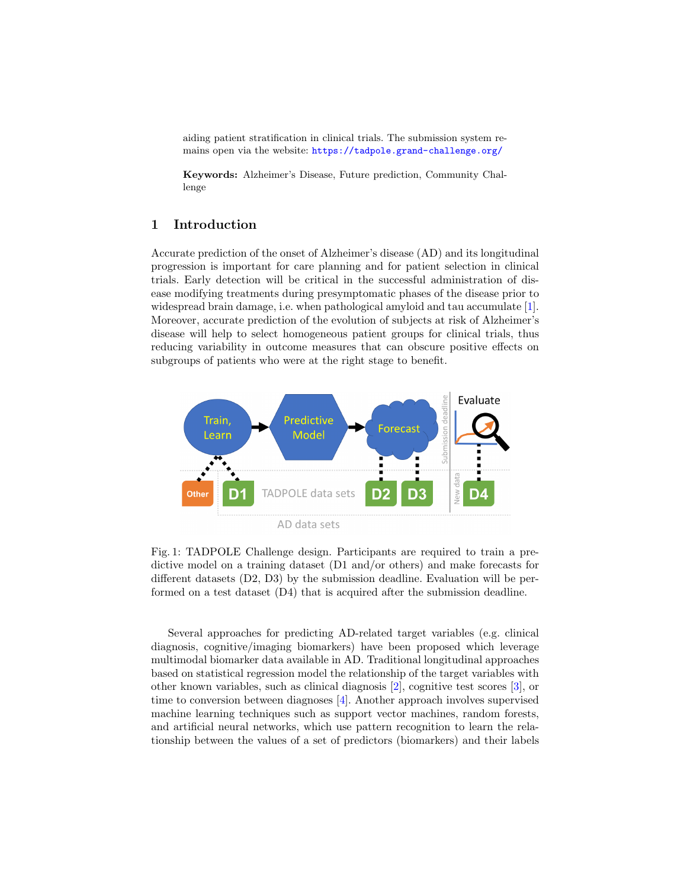aiding patient stratification in clinical trials. The submission system remains open via the website: https://tadpole.grand-challenge.org/

**Keywords:** Alzheimer's Disease, Future prediction, Community Challenge

## 1 Introduction

Accurate prediction of the onset of Alzheimer's disease (AD) and its longitudinal progression is important for care planning and for patient selection in clinical trials. Early detection will be critical in the successful administration of disease modifying treatments during presymptomatic phases of the disease prior to widespread brain damage, i.e. when pathological amyloid and tau accumulate [1]. Moreover, accurate prediction of the evolution of subjects at risk of Alzheimer's disease will help to select homogeneous patient groups for clinical trials, thus reducing variability in outcome measures that can obscure positive effects on subgroups of patients who were at the right stage to benefit.

Fig. 1: TADPOLE Challenge design. Participants are required to train a predictive model on a training dataset (D1 and/or others) and make forecasts for different datasets (D2, D3) by the submission deadline. Evaluation will be performed on a test dataset (D4) that is acquired after the submission deadline.

Several approaches for predicting AD-related target variables (e.g. clinical diagnosis, cognitive/imaging biomarkers) have been proposed which leverage multimodal biomarker data available in AD. Traditional longitudinal approaches based on statistical regression model the relationship of the target variables with other known variables, such as clinical diagnosis [2], cognitive test scores [3], or time to conversion between diagnoses [4]. Another approach involves supervised machine learning techniques such as support vector machines, random forests, and artificial neural networks, which use pattern recognition to learn the relationship between the values of a set of predictors (biomarkers) and their labels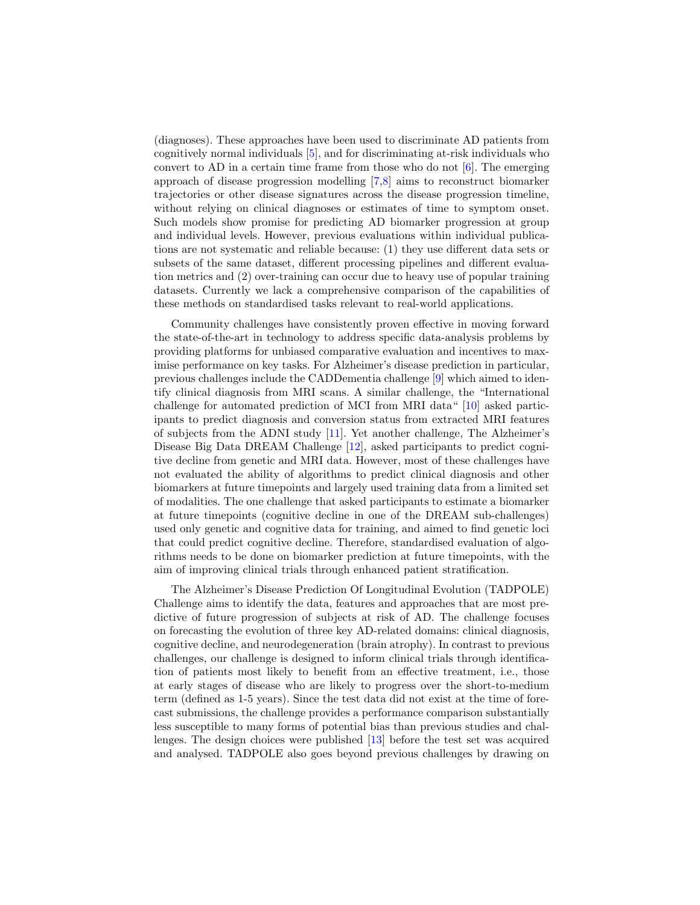(diagnoses). These approaches have been used to discriminate AD patients from cognitively normal individuals [5], and for discriminating at-risk individuals who convert to AD in a certain time frame from those who do not [6]. The emerging approach of disease progression modelling [7,8] aims to reconstruct biomarker trajectories or other disease signatures across the disease progression timeline, without relying on clinical diagnoses or estimates of time to symptom onset. Such models show promise for predicting AD biomarker progression at group and individual levels. However, previous evaluations within individual publications are not systematic and reliable because: (1) they use different data sets or subsets of the same dataset, different processing pipelines and different evaluation metrics and (2) over-training can occur due to heavy use of popular training datasets. Currently we lack a comprehensive comparison of the capabilities of these methods on standardised tasks relevant to real-world applications.

Community challenges have consistently proven effective in moving forward the state-of-the-art in technology to address specific data-analysis problems by providing platforms for unbiased comparative evaluation and incentives to maximise performance on key tasks. For Alzheimer's disease prediction in particular, previous challenges include the CADDementia challenge [9] which aimed to identify clinical diagnosis from MRI scans. A similar challenge, the "International challenge for automated prediction of MCI from MRI data" [10] asked participants to predict diagnosis and conversion status from extracted MRI features of subjects from the ADNI study [11]. Yet another challenge, The Alzheimer's Disease Big Data DREAM Challenge [12], asked participants to predict cognitive decline from genetic and MRI data. However, most of these challenges have not evaluated the ability of algorithms to predict clinical diagnosis and other biomarkers at future timepoints and largely used training data from a limited set of modalities. The one challenge that asked participants to estimate a biomarker at future timepoints (cognitive decline in one of the DREAM sub-challenges) used only genetic and cognitive data for training, and aimed to find genetic loci that could predict cognitive decline. Therefore, standardised evaluation of algorithms needs to be done on biomarker prediction at future timepoints, with the aim of improving clinical trials through enhanced patient stratification.

The Alzheimer's Disease Prediction Of Longitudinal Evolution (TADPOLE) Challenge aims to identify the data, features and approaches that are most predictive of future progression of subjects at risk of AD. The challenge focuses on forecasting the evolution of three key AD-related domains: clinical diagnosis, cognitive decline, and neurodegeneration (brain atrophy). In contrast to previous challenges, our challenge is designed to inform clinical trials through identification of patients most likely to benefit from an effective treatment, i.e., those at early stages of disease who are likely to progress over the short-to-medium term (defined as 1-5 years). Since the test data did not exist at the time of forecast submissions, the challenge provides a performance comparison substantially less susceptible to many forms of potential bias than previous studies and challenges. The design choices were published [13] before the test set was acquired and analysed. TADPOLE also goes beyond previous challenges by drawing on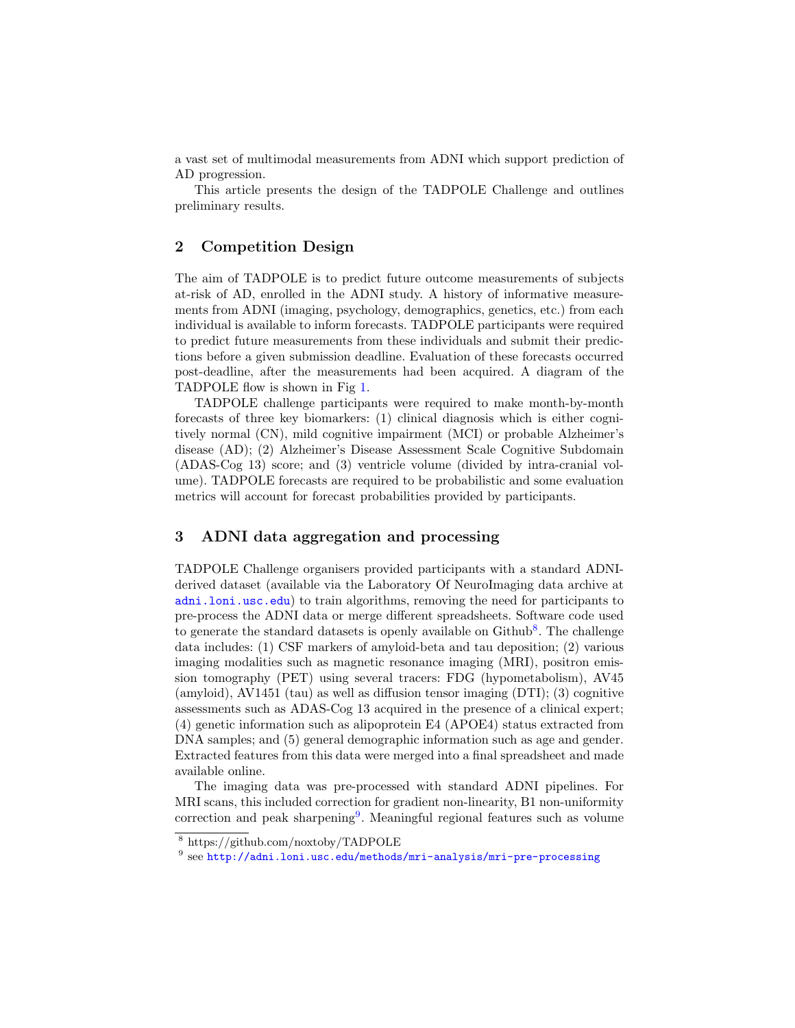a vast set of multimodal measurements from ADNI which support prediction of AD progression.

This article presents the design of the TADPOLE Challenge and outlines preliminary results.

## 2 Competition Design

The aim of TADPOLE is to predict future outcome measurements of subjects at-risk of AD, enrolled in the ADNI study. A history of informative measurements from ADNI (imaging, psychology, demographics, genetics, etc.) from each individual is available to inform forecasts. TADPOLE participants were required to predict future measurements from these individuals and submit their predictions before a given submission deadline. Evaluation of these forecasts occurred post-deadline, after the measurements had been acquired. A diagram of the TADPOLE flow is shown in Fig 1.

TADPOLE challenge participants were required to make month-by-month forecasts of three key biomarkers: (1) clinical diagnosis which is either cognitively normal (CN), mild cognitive impairment (MCI) or probable Alzheimer's disease (AD); (2) Alzheimer's Disease Assessment Scale Cognitive Subdomain (ADAS-Cog 13) score; and (3) ventricle volume (divided by intra-cranial volume). TADPOLE forecasts are required to be probabilistic and some evaluation metrics will account for forecast probabilities provided by participants.

## 3 ADNI data aggregation and processing

TADPOLE Challenge organisers provided participants with a standard ADNI-derived dataset (available via the Laboratory Of NeuroImaging data archive at `adni.loni.usc.edu`) to train algorithms, removing the need for participants to pre-process the ADNI data or merge different spreadsheets. Software code used to generate the standard datasets is openly available on Github[8]. The challenge data includes: (1) CSF markers of amyloid-beta and tau deposition; (2) various imaging modalities such as magnetic resonance imaging (MRI), positron emission tomography (PET) using several tracers: FDG (hypometabolism), AV45 (amyloid), AV1451 (tau) as well as diffusion tensor imaging (DTI); (3) cognitive assessments such as ADAS-Cog 13 acquired in the presence of a clinical expert; (4) genetic information such as alipoprotein E4 (APOE4) status extracted from DNA samples; and (5) general demographic information such as age and gender. Extracted features from this data were merged into a final spreadsheet and made available online.

The imaging data was pre-processed with standard ADNI pipelines. For MRI scans, this included correction for gradient non-linearity, B1 non-uniformity correction and peak sharpening[9]. Meaningful regional features such as volume

---

[8] https://github.com/noxtoby/TADPOLE

[9] see `http://adni.loni.usc.edu/methods/mri-analysis/mri-pre-processing`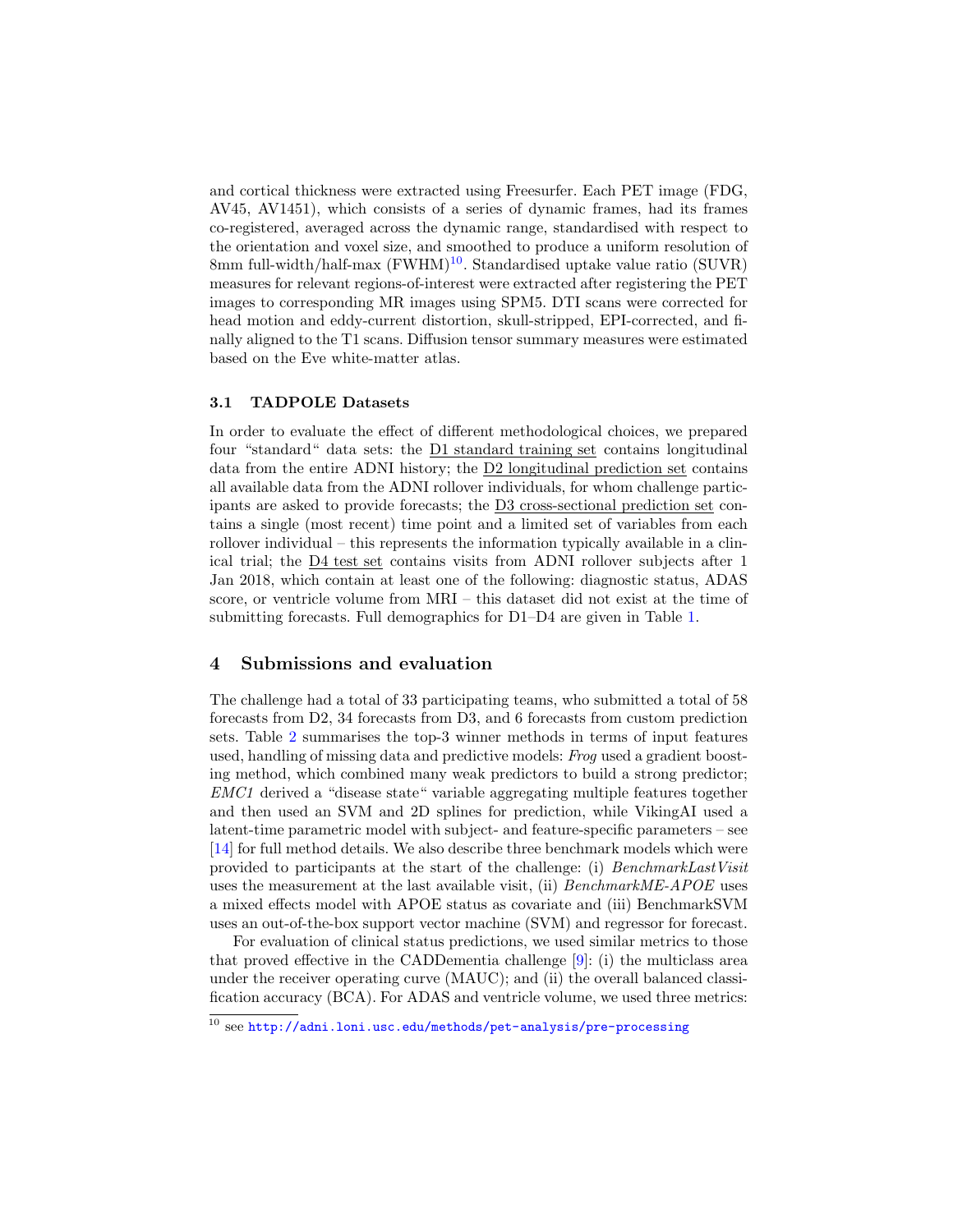and cortical thickness were extracted using Freesurfer. Each PET image (FDG, AV45, AV1451), which consists of a series of dynamic frames, had its frames co-registered, averaged across the dynamic range, standardised with respect to the orientation and voxel size, and smoothed to produce a uniform resolution of 8mm full-width/half-max (FWHM)[10]. Standardised uptake value ratio (SUVR) measures for relevant regions-of-interest were extracted after registering the PET images to corresponding MR images using SPM5. DTI scans were corrected for head motion and eddy-current distortion, skull-stripped, EPI-corrected, and finally aligned to the T1 scans. Diffusion tensor summary measures were estimated based on the Eve white-matter atlas.

### 3.1 TADPOLE Datasets

In order to evaluate the effect of different methodological choices, we prepared four "standard" data sets: the D1 standard training set contains longitudinal data from the entire ADNI history; the D2 longitudinal prediction set contains all available data from the ADNI rollover individuals, for whom challenge participants are asked to provide forecasts; the D3 cross-sectional prediction set contains a single (most recent) time point and a limited set of variables from each rollover individual – this represents the information typically available in a clinical trial; the D4 test set contains visits from ADNI rollover subjects after 1 Jan 2018, which contain at least one of the following: diagnostic status, ADAS score, or ventricle volume from MRI – this dataset did not exist at the time of submitting forecasts. Full demographics for D1–D4 are given in Table 1.

## 4 Submissions and evaluation

The challenge had a total of 33 participating teams, who submitted a total of 58 forecasts from D2, 34 forecasts from D3, and 6 forecasts from custom prediction sets. Table 2 summarises the top-3 winner methods in terms of input features used, handling of missing data and predictive models: *Frog* used a gradient boosting method, which combined many weak predictors to build a strong predictor; *EMC1* derived a "disease state" variable aggregating multiple features together and then used an SVM and 2D splines for prediction, while VikingAI used a latent-time parametric model with subject- and feature-specific parameters – see [14] for full method details. We also describe three benchmark models which were provided to participants at the start of the challenge: (i) *BenchmarkLastVisit* uses the measurement at the last available visit, (ii) *BenchmarkME-APOE* uses a mixed effects model with APOE status as covariate and (iii) BenchmarkSVM uses an out-of-the-box support vector machine (SVM) and regressor for forecast.

For evaluation of clinical status predictions, we used similar metrics to those that proved effective in the CADDementia challenge [9]: (i) the multiclass area under the receiver operating curve (MAUC); and (ii) the overall balanced classification accuracy (BCA). For ADAS and ventricle volume, we used three metrics:

[10] see http://adni.loni.usc.edu/methods/pet-analysis/pre-processing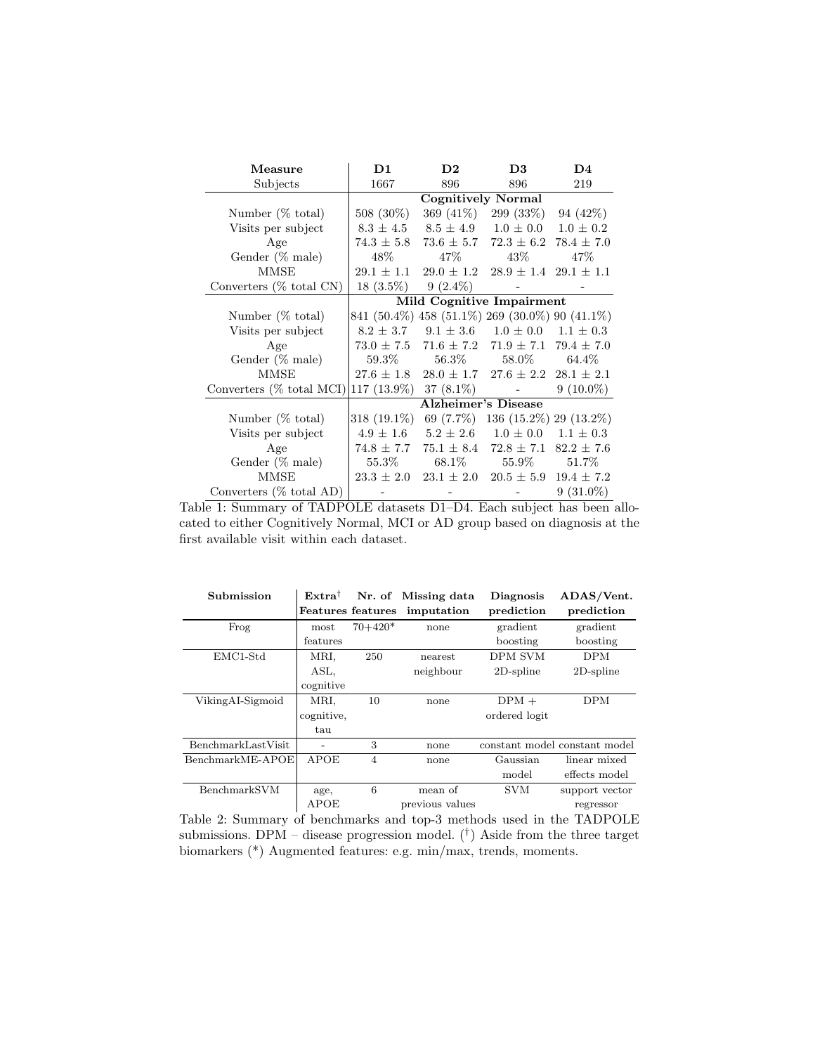| **Measure** | **D1** | **D2** | **D3** | **D4** |
|---|---|---|---|---|
| Subjects | 1667 | 896 | 896 | 219 |
| | **Cognitively Normal** | | | |
| Number (% total) | 508 (30%) | 369 (41%) | 299 (33%) | 94 (42%) |
| Visits per subject | 8.3 ± 4.5 | 8.5 ± 4.9 | 1.0 ± 0.0 | 1.0 ± 0.2 |
| Age | 74.3 ± 5.8 | 73.6 ± 5.7 | 72.3 ± 6.2 | 78.4 ± 7.0 |
| Gender (% male) | 48% | 47% | 43% | 47% |
| MMSE | 29.1 ± 1.1 | 29.0 ± 1.2 | 28.9 ± 1.4 | 29.1 ± 1.1 |
| Converters (% total CN) | 18 (3.5%) | 9 (2.4%) | - | - |
| | **Mild Cognitive Impairment** | | | |
| Number (% total) | 841 (50.4%) | 458 (51.1%) | 269 (30.0%) | 90 (41.1%) |
| Visits per subject | 8.2 ± 3.7 | 9.1 ± 3.6 | 1.0 ± 0.0 | 1.1 ± 0.3 |
| Age | 73.0 ± 7.5 | 71.6 ± 7.2 | 71.9 ± 7.1 | 79.4 ± 7.0 |
| Gender (% male) | 59.3% | 56.3% | 58.0% | 64.4% |
| MMSE | 27.6 ± 1.8 | 28.0 ± 1.7 | 27.6 ± 2.2 | 28.1 ± 2.1 |
| Converters (% total MCI) | 117 (13.9%) | 37 (8.1%) | - | 9 (10.0%) |
| | **Alzheimer's Disease** | | | |
| Number (% total) | 318 (19.1%) | 69 (7.7%) | 136 (15.2%) | 29 (13.2%) |
| Visits per subject | 4.9 ± 1.6 | 5.2 ± 2.6 | 1.0 ± 0.0 | 1.1 ± 0.3 |
| Age | 74.8 ± 7.7 | 75.1 ± 8.4 | 72.8 ± 7.1 | 82.2 ± 7.6 |
| Gender (% male) | 55.3% | 68.1% | 55.9% | 51.7% |
| MMSE | 23.3 ± 2.0 | 23.1 ± 2.0 | 20.5 ± 5.9 | 19.4 ± 7.2 |
| Converters (% total AD) | - | - | - | 9 (31.0%) |

Table 1: Summary of TADPOLE datasets D1–D4. Each subject has been allocated to either Cognitively Normal, MCI or AD group based on diagnosis at the first available visit within each dataset.

| **Submission** | **Extra**[†] **Features** | **Nr. of features** | **Missing data imputation** | **Diagnosis prediction** | **ADAS/Vent. prediction** |
|---|---|---|---|---|---|
| Frog | most features | 70+420* | none | gradient boosting | gradient boosting |
| EMC1-Std | MRI, ASL, cognitive | 250 | nearest neighbour | DPM SVM 2D-spline | DPM 2D-spline |
| VikingAI-Sigmoid | MRI, cognitive, tau | 10 | none | DPM + ordered logit | DPM |
| BenchmarkLastVisit | - | 3 | none | constant model | constant model |
| BenchmarkME-APOE | APOE | 4 | none | Gaussian model | linear mixed effects model |
| BenchmarkSVM | age, APOE | 6 | mean of previous values | SVM | support vector regressor |

Table 2: Summary of benchmarks and top-3 methods used in the TADPOLE submissions. DPM – disease progression model. (†) Aside from the three target biomarkers (*) Augmented features: e.g. min/max, trends, moments.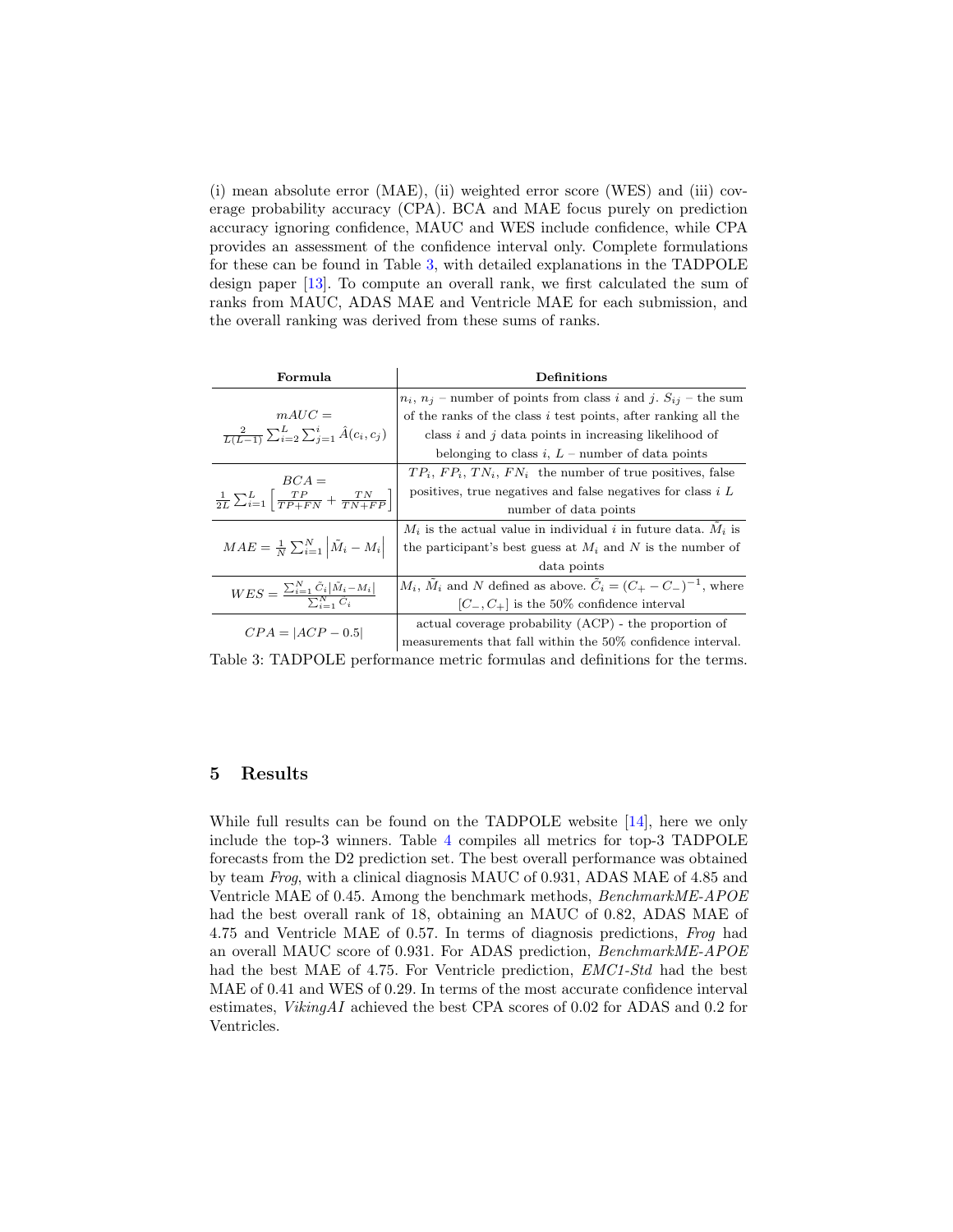(i) mean absolute error (MAE), (ii) weighted error score (WES) and (iii) coverage probability accuracy (CPA). BCA and MAE focus purely on prediction accuracy ignoring confidence, MAUC and WES include confidence, while CPA provides an assessment of the confidence interval only. Complete formulations for these can be found in Table 3, with detailed explanations in the TADPOLE design paper [13]. To compute an overall rank, we first calculated the sum of ranks from MAUC, ADAS MAE and Ventricle MAE for each submission, and the overall ranking was derived from these sums of ranks.

| Formula | Definitions |
|---|---|
| $mAUC = \frac{2}{L(L-1)} \sum_{i=2}^{L} \sum_{j=1}^{i} \hat{A}(c_i, c_j)$ | $n_i$, $n_j$ – number of points from class $i$ and $j$. $S_{ij}$ – the sum of the ranks of the class $i$ test points, after ranking all the class $i$ and $j$ data points in increasing likelihood of belonging to class $i$, $L$ – number of data points |
| $BCA = \frac{1}{2L} \sum_{i=1}^{L} \left[ \frac{TP}{TP+FN} + \frac{TN}{TN+FP} \right]$ | $TP_i$, $FP_i$, $TN_i$, $FN_i$ the number of true positives, false positives, true negatives and false negatives for class $i$ $L$ number of data points |
| $MAE = \frac{1}{N} \sum_{i=1}^{N} \left\| \tilde{M}_i - M_i \right\|$ | $M_i$ is the actual value in individual $i$ in future data. $\tilde{M}_i$ is the participant's best guess at $M_i$ and $N$ is the number of data points |
| $WES = \frac{\sum_{i=1}^{N} \tilde{C}_i \|\tilde{M}_i - M_i\|}{\sum_{i=1}^{N} \tilde{C}_i}$ | $M_i$, $\tilde{M}_i$ and $N$ defined as above. $\tilde{C}_i = (C_+ - C_-)^{-1}$, where $[C_-, C_+]$ is the 50% confidence interval |
| $CPA = \|ACP - 0.5\|$ | actual coverage probability (ACP) - the proportion of measurements that fall within the 50% confidence interval. |

Table 3: TADPOLE performance metric formulas and definitions for the terms.

## 5 Results

While full results can be found on the TADPOLE website [14], here we only include the top-3 winners. Table 4 compiles all metrics for top-3 TADPOLE forecasts from the D2 prediction set. The best overall performance was obtained by team *Frog*, with a clinical diagnosis MAUC of 0.931, ADAS MAE of 4.85 and Ventricle MAE of 0.45. Among the benchmark methods, *BenchmarkME-APOE* had the best overall rank of 18, obtaining an MAUC of 0.82, ADAS MAE of 4.75 and Ventricle MAE of 0.57. In terms of diagnosis predictions, *Frog* had an overall MAUC score of 0.931. For ADAS prediction, *BenchmarkME-APOE* had the best MAE of 4.75. For Ventricle prediction, *EMC1-Std* had the best MAE of 0.41 and WES of 0.29. In terms of the most accurate confidence interval estimates, *VikingAI* achieved the best CPA scores of 0.02 for ADAS and 0.2 for Ventricles.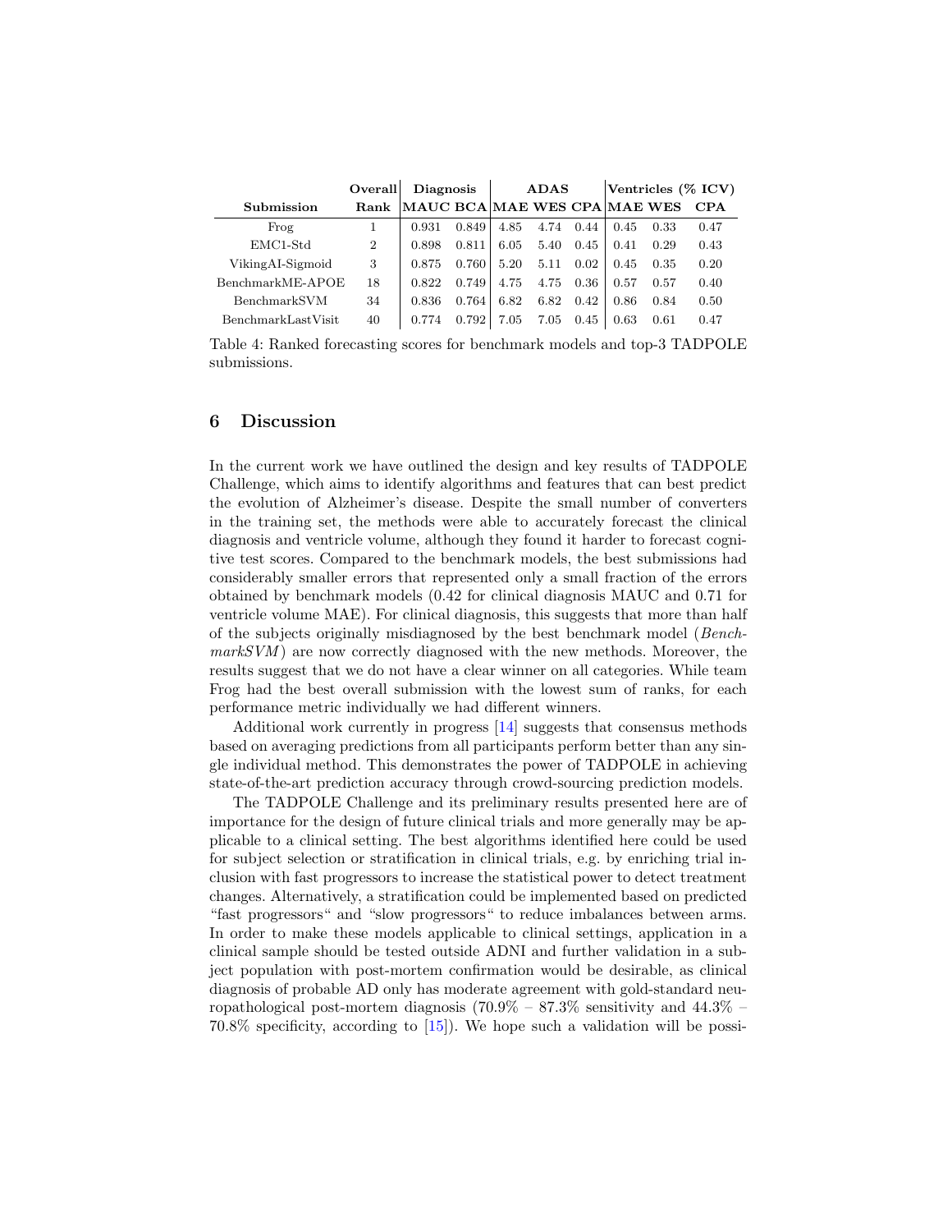| Submission | Overall Rank | Diagnosis | | ADAS | | | Ventricles (% ICV) | | |
|---|---|---|---|---|---|---|---|---|---|
| | | MAUC | BCA | MAE | WES | CPA | MAE | WES | CPA |
| Frog | 1 | 0.931 | 0.849 | 4.85 | 4.74 | 0.44 | 0.45 | 0.33 | 0.47 |
| EMC1-Std | 2 | 0.898 | 0.811 | 6.05 | 5.40 | 0.45 | 0.41 | 0.29 | 0.43 |
| VikingAI-Sigmoid | 3 | 0.875 | 0.760 | 5.20 | 5.11 | 0.02 | 0.45 | 0.35 | 0.20 |
| BenchmarkME-APOE | 18 | 0.822 | 0.749 | 4.75 | 4.75 | 0.36 | 0.57 | 0.57 | 0.40 |
| BenchmarkSVM | 34 | 0.836 | 0.764 | 6.82 | 6.82 | 0.42 | 0.86 | 0.84 | 0.50 |
| BenchmarkLastVisit | 40 | 0.774 | 0.792 | 7.05 | 7.05 | 0.45 | 0.63 | 0.61 | 0.47 |

Table 4: Ranked forecasting scores for benchmark models and top-3 TADPOLE submissions.

## 6 Discussion

In the current work we have outlined the design and key results of TADPOLE Challenge, which aims to identify algorithms and features that can best predict the evolution of Alzheimer's disease. Despite the small number of converters in the training set, the methods were able to accurately forecast the clinical diagnosis and ventricle volume, although they found it harder to forecast cognitive test scores. Compared to the benchmark models, the best submissions had considerably smaller errors that represented only a small fraction of the errors obtained by benchmark models (0.42 for clinical diagnosis MAUC and 0.71 for ventricle volume MAE). For clinical diagnosis, this suggests that more than half of the subjects originally misdiagnosed by the best benchmark model (*BenchmarkSVM*) are now correctly diagnosed with the new methods. Moreover, the results suggest that we do not have a clear winner on all categories. While team Frog had the best overall submission with the lowest sum of ranks, for each performance metric individually we had different winners.

Additional work currently in progress [14] suggests that consensus methods based on averaging predictions from all participants perform better than any single individual method. This demonstrates the power of TADPOLE in achieving state-of-the-art prediction accuracy through crowd-sourcing prediction models.

The TADPOLE Challenge and its preliminary results presented here are of importance for the design of future clinical trials and more generally may be applicable to a clinical setting. The best algorithms identified here could be used for subject selection or stratification in clinical trials, e.g. by enriching trial inclusion with fast progressors to increase the statistical power to detect treatment changes. Alternatively, a stratification could be implemented based on predicted "fast progressors" and "slow progressors" to reduce imbalances between arms. In order to make these models applicable to clinical settings, application in a clinical sample should be tested outside ADNI and further validation in a subject population with post-mortem confirmation would be desirable, as clinical diagnosis of probable AD only has moderate agreement with gold-standard neuropathological post-mortem diagnosis (70.9% – 87.3% sensitivity and 44.3% – 70.8% specificity, according to [15]). We hope such a validation will be possi-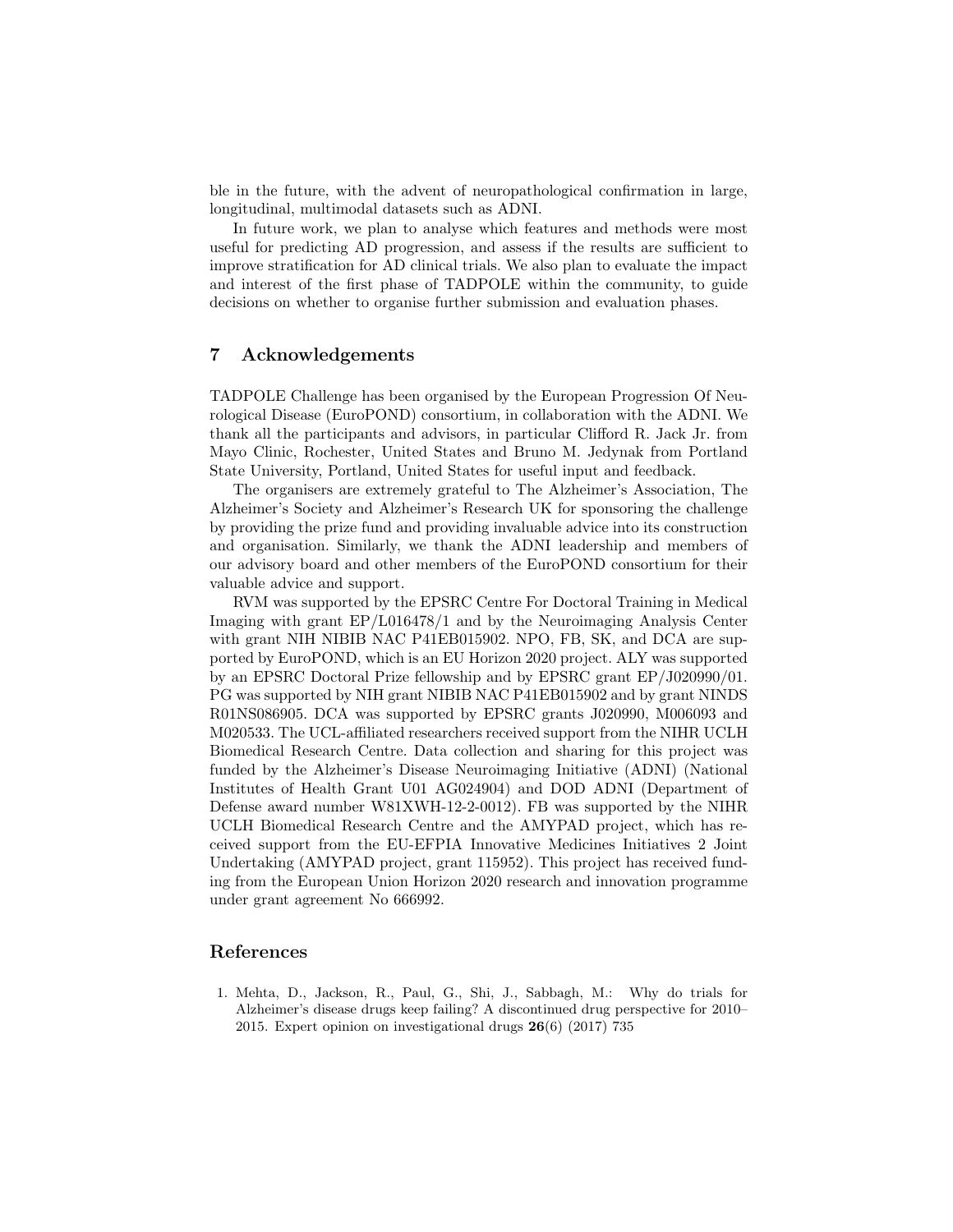ble in the future, with the advent of neuropathological confirmation in large, longitudinal, multimodal datasets such as ADNI.

In future work, we plan to analyse which features and methods were most useful for predicting AD progression, and assess if the results are sufficient to improve stratification for AD clinical trials. We also plan to evaluate the impact and interest of the first phase of TADPOLE within the community, to guide decisions on whether to organise further submission and evaluation phases.

## 7 Acknowledgements

TADPOLE Challenge has been organised by the European Progression Of Neurological Disease (EuroPOND) consortium, in collaboration with the ADNI. We thank all the participants and advisors, in particular Clifford R. Jack Jr. from Mayo Clinic, Rochester, United States and Bruno M. Jedynak from Portland State University, Portland, United States for useful input and feedback.

The organisers are extremely grateful to The Alzheimer's Association, The Alzheimer's Society and Alzheimer's Research UK for sponsoring the challenge by providing the prize fund and providing invaluable advice into its construction and organisation. Similarly, we thank the ADNI leadership and members of our advisory board and other members of the EuroPOND consortium for their valuable advice and support.

RVM was supported by the EPSRC Centre For Doctoral Training in Medical Imaging with grant EP/L016478/1 and by the Neuroimaging Analysis Center with grant NIH NIBIB NAC P41EB015902. NPO, FB, SK, and DCA are supported by EuroPOND, which is an EU Horizon 2020 project. ALY was supported by an EPSRC Doctoral Prize fellowship and by EPSRC grant EP/J020990/01. PG was supported by NIH grant NIBIB NAC P41EB015902 and by grant NINDS R01NS086905. DCA was supported by EPSRC grants J020990, M006093 and M020533. The UCL-affiliated researchers received support from the NIHR UCLH Biomedical Research Centre. Data collection and sharing for this project was funded by the Alzheimer's Disease Neuroimaging Initiative (ADNI) (National Institutes of Health Grant U01 AG024904) and DOD ADNI (Department of Defense award number W81XWH-12-2-0012). FB was supported by the NIHR UCLH Biomedical Research Centre and the AMYPAD project, which has received support from the EU-EFPIA Innovative Medicines Initiatives 2 Joint Undertaking (AMYPAD project, grant 115952). This project has received funding from the European Union Horizon 2020 research and innovation programme under grant agreement No 666992.

## References

1. Mehta, D., Jackson, R., Paul, G., Shi, J., Sabbagh, M.: Why do trials for Alzheimer's disease drugs keep failing? A discontinued drug perspective for 2010–2015. Expert opinion on investigational drugs **26**(6) (2017) 735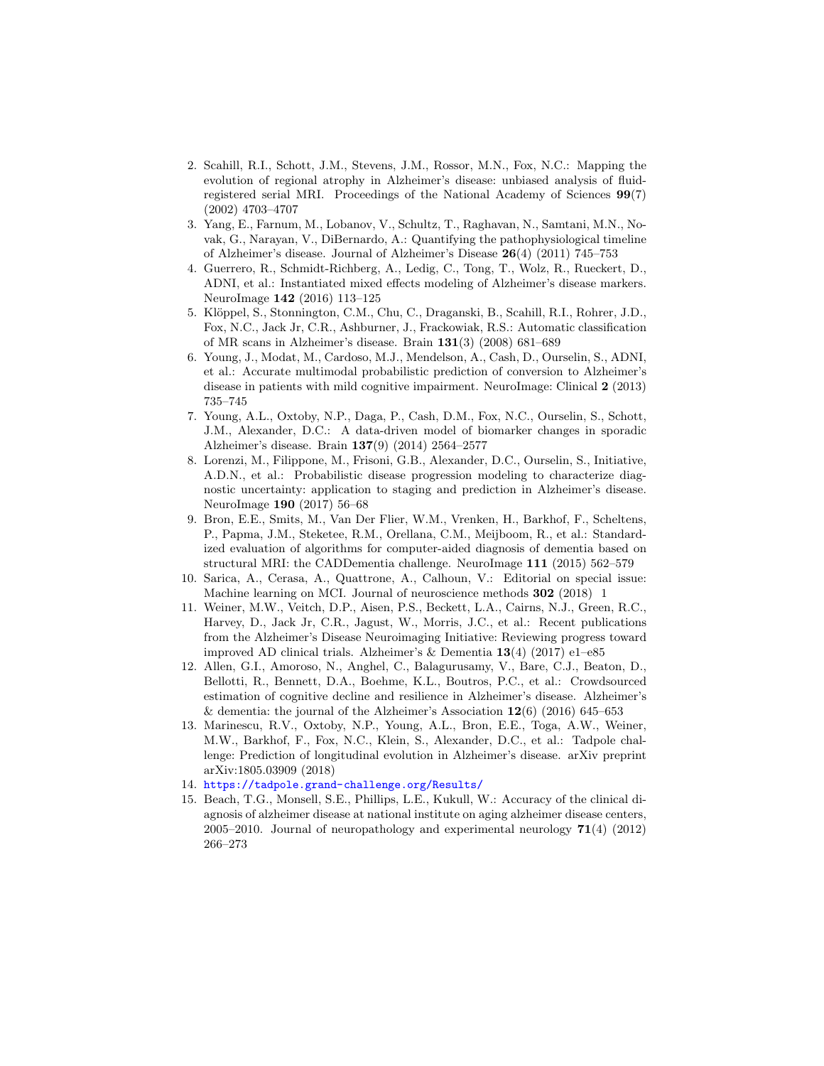2. Scahill, R.I., Schott, J.M., Stevens, J.M., Rossor, M.N., Fox, N.C.: Mapping the evolution of regional atrophy in Alzheimer's disease: unbiased analysis of fluid-registered serial MRI. Proceedings of the National Academy of Sciences **99**(7) (2002) 4703–4707
3. Yang, E., Farnum, M., Lobanov, V., Schultz, T., Raghavan, N., Samtani, M.N., Novak, G., Narayan, V., DiBernardo, A.: Quantifying the pathophysiological timeline of Alzheimer's disease. Journal of Alzheimer's Disease **26**(4) (2011) 745–753
4. Guerrero, R., Schmidt-Richberg, A., Ledig, C., Tong, T., Wolz, R., Rueckert, D., ADNI, et al.: Instantiated mixed effects modeling of Alzheimer's disease markers. NeuroImage **142** (2016) 113–125
5. Klöppel, S., Stonnington, C.M., Chu, C., Draganski, B., Scahill, R.I., Rohrer, J.D., Fox, N.C., Jack Jr, C.R., Ashburner, J., Frackowiak, R.S.: Automatic classification of MR scans in Alzheimer's disease. Brain **131**(3) (2008) 681–689
6. Young, J., Modat, M., Cardoso, M.J., Mendelson, A., Cash, D., Ourselin, S., ADNI, et al.: Accurate multimodal probabilistic prediction of conversion to Alzheimer's disease in patients with mild cognitive impairment. NeuroImage: Clinical **2** (2013) 735–745
7. Young, A.L., Oxtoby, N.P., Daga, P., Cash, D.M., Fox, N.C., Ourselin, S., Schott, J.M., Alexander, D.C.: A data-driven model of biomarker changes in sporadic Alzheimer's disease. Brain **137**(9) (2014) 2564–2577
8. Lorenzi, M., Filippone, M., Frisoni, G.B., Alexander, D.C., Ourselin, S., Initiative, A.D.N., et al.: Probabilistic disease progression modeling to characterize diagnostic uncertainty: application to staging and prediction in Alzheimer's disease. NeuroImage **190** (2017) 56–68
9. Bron, E.E., Smits, M., Van Der Flier, W.M., Vrenken, H., Barkhof, F., Scheltens, P., Papma, J.M., Steketee, R.M., Orellana, C.M., Meijboom, R., et al.: Standardized evaluation of algorithms for computer-aided diagnosis of dementia based on structural MRI: the CADDementia challenge. NeuroImage **111** (2015) 562–579
10. Sarica, A., Cerasa, A., Quattrone, A., Calhoun, V.: Editorial on special issue: Machine learning on MCI. Journal of neuroscience methods **302** (2018) 1
11. Weiner, M.W., Veitch, D.P., Aisen, P.S., Beckett, L.A., Cairns, N.J., Green, R.C., Harvey, D., Jack Jr, C.R., Jagust, W., Morris, J.C., et al.: Recent publications from the Alzheimer's Disease Neuroimaging Initiative: Reviewing progress toward improved AD clinical trials. Alzheimer's & Dementia **13**(4) (2017) e1–e85
12. Allen, G.I., Amoroso, N., Anghel, C., Balagurusamy, V., Bare, C.J., Beaton, D., Bellotti, R., Bennett, D.A., Boehme, K.L., Boutros, P.C., et al.: Crowdsourced estimation of cognitive decline and resilience in Alzheimer's disease. Alzheimer's & dementia: the journal of the Alzheimer's Association **12**(6) (2016) 645–653
13. Marinescu, R.V., Oxtoby, N.P., Young, A.L., Bron, E.E., Toga, A.W., Weiner, M.W., Barkhof, F., Fox, N.C., Klein, S., Alexander, D.C., et al.: Tadpole challenge: Prediction of longitudinal evolution in Alzheimer's disease. arXiv preprint arXiv:1805.03909 (2018)
14. https://tadpole.grand-challenge.org/Results/
15. Beach, T.G., Monsell, S.E., Phillips, L.E., Kukull, W.: Accuracy of the clinical diagnosis of alzheimer disease at national institute on aging alzheimer disease centers, 2005–2010. Journal of neuropathology and experimental neurology **71**(4) (2012) 266–273